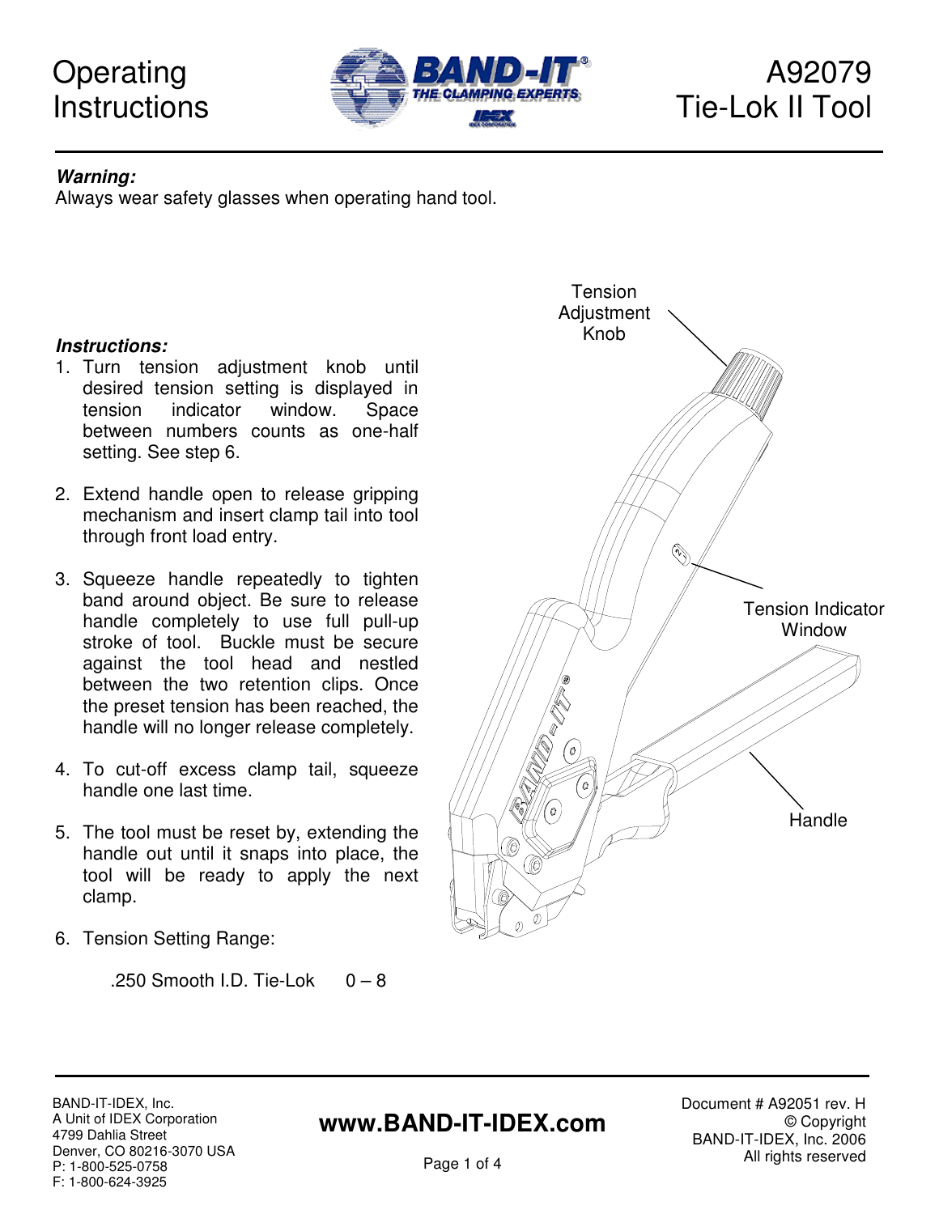# Operating Instructions

# A92079 Tie-Lok II Tool

***Warning:***
Always wear safety glasses when operating hand tool.

***Instructions:***

1. Turn tension adjustment knob until desired tension setting is displayed in tension indicator window. Space between numbers counts as one-half setting. See step 6.

2. Extend handle open to release gripping mechanism and insert clamp tail into tool through front load entry.

3. Squeeze handle repeatedly to tighten band around object. Be sure to release handle completely to use full pull-up stroke of tool. Buckle must be secure against the tool head and nestled between the two retention clips. Once the preset tension has been reached, the handle will no longer release completely.

4. To cut-off excess clamp tail, squeeze handle one last time.

5. The tool must be reset by, extending the handle out until it snaps into place, the tool will be ready to apply the next clamp.

6. Tension Setting Range:

   .250 Smooth I.D. Tie-Lok 0 – 8

Tension Adjustment Knob

Tension Indicator Window

Handle

BAND-IT-IDEX, Inc.
A Unit of IDEX Corporation
4799 Dahlia Street
Denver, CO 80216-3070 USA
P: 1-800-525-0758
F: 1-800-624-3925

**www.BAND-IT-IDEX.com**

Document # A92051 rev. H
© Copyright
BAND-IT-IDEX, Inc. 2006
All rights reserved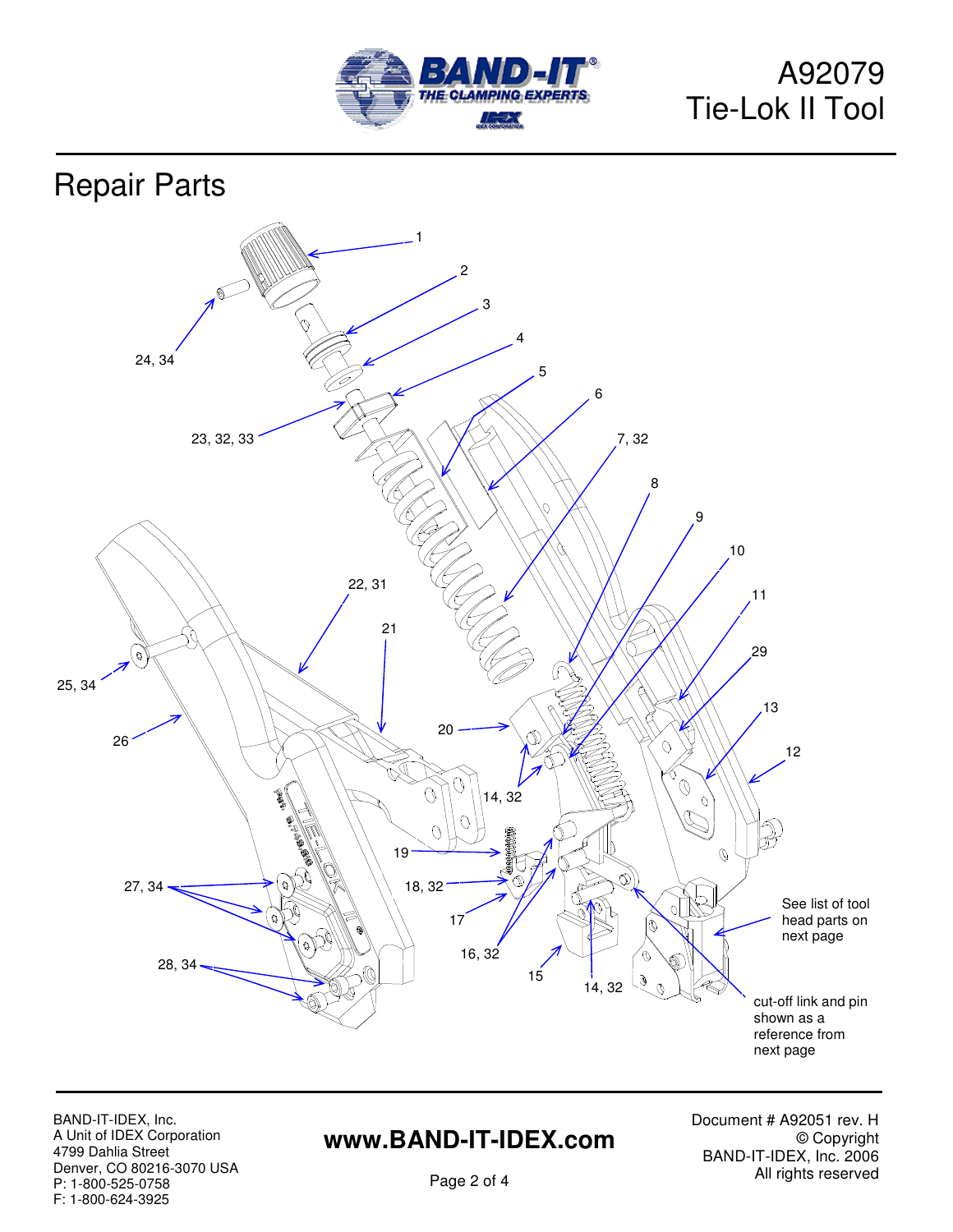A92079
Tie-Lok II Tool

# Repair Parts

1
2
3
4
5
6
7, 32
8
9
10
11
29
13
12
24, 34
23, 32, 33
22, 31
21
25, 34
26
20
14, 32
19
18, 32
17
16, 32
15
14, 32
27, 34
28, 34

See list of tool head parts on next page

cut-off link and pin shown as a reference from next page

BAND-IT-IDEX, Inc.
A Unit of IDEX Corporation
4799 Dahlia Street
Denver, CO 80216-3070 USA
P: 1-800-525-0758
F: 1-800-624-3925

**www.BAND-IT-IDEX.com**

Document # A92051 rev. H
© Copyright
BAND-IT-IDEX, Inc. 2006
All rights reserved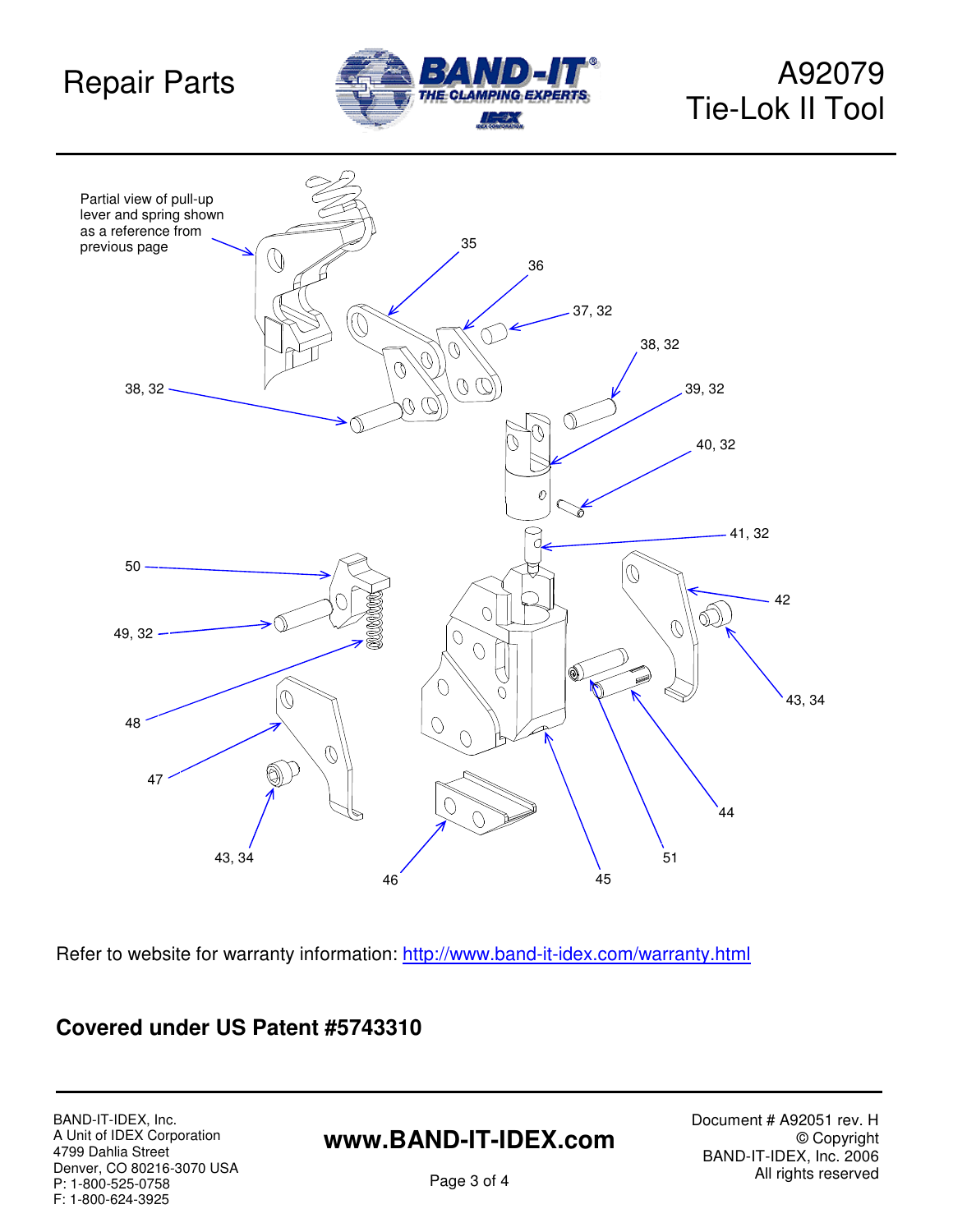# Repair Parts

## A92079 Tie-Lok II Tool

Partial view of pull-up lever and spring shown as a reference from previous page

35

36

37, 32

38, 32

39, 32

40, 32

41, 32

42

43, 34

44

45

46

47

48

49, 32

50

51

Refer to website for warranty information: http://www.band-it-idex.com/warranty.html

**Covered under US Patent #5743310**

BAND-IT-IDEX, Inc.
A Unit of IDEX Corporation
4799 Dahlia Street
Denver, CO 80216-3070 USA
P: 1-800-525-0758
F: 1-800-624-3925

**www.BAND-IT-IDEX.com**

Document # A92051 rev. H
© Copyright
BAND-IT-IDEX, Inc. 2006
All rights reserved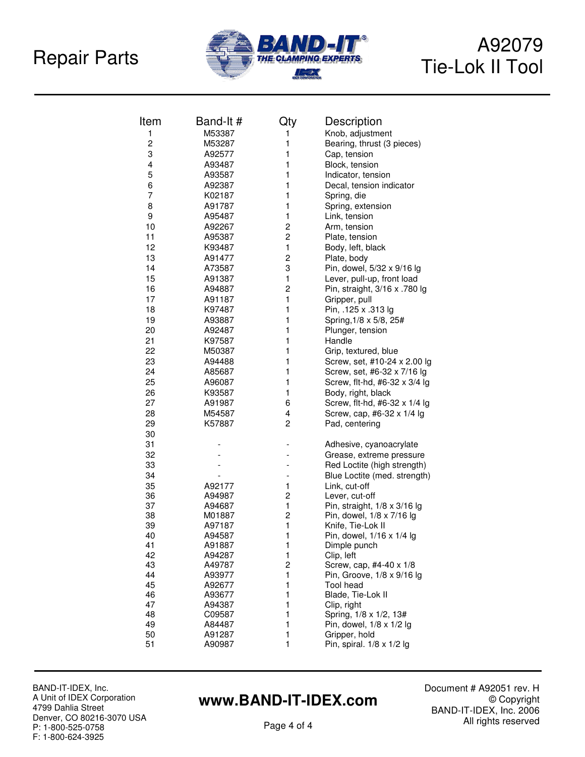# Repair Parts

BAND-IT THE CLAMPING EXPERTS

# A92079 Tie-Lok II Tool

| Item | Band-It # | Qty | Description |
|---|---|---|---|
| 1 | M53387 | 1 | Knob, adjustment |
| 2 | M53287 | 1 | Bearing, thrust (3 pieces) |
| 3 | A92577 | 1 | Cap, tension |
| 4 | A93487 | 1 | Block, tension |
| 5 | A93587 | 1 | Indicator, tension |
| 6 | A92387 | 1 | Decal, tension indicator |
| 7 | K02187 | 1 | Spring, die |
| 8 | A91787 | 1 | Spring, extension |
| 9 | A95487 | 1 | Link, tension |
| 10 | A92267 | 2 | Arm, tension |
| 11 | A95387 | 2 | Plate, tension |
| 12 | K93487 | 1 | Body, left, black |
| 13 | A91477 | 2 | Plate, body |
| 14 | A73587 | 3 | Pin, dowel, 5/32 x 9/16 lg |
| 15 | A91387 | 1 | Lever, pull-up, front load |
| 16 | A94887 | 2 | Pin, straight, 3/16 x .780 lg |
| 17 | A91187 | 1 | Gripper, pull |
| 18 | K97487 | 1 | Pin, .125 x .313 lg |
| 19 | A93887 | 1 | Spring,1/8 x 5/8, 25# |
| 20 | A92487 | 1 | Plunger, tension |
| 21 | K97587 | 1 | Handle |
| 22 | M50387 | 1 | Grip, textured, blue |
| 23 | A94488 | 1 | Screw, set, #10-24 x 2.00 lg |
| 24 | A85687 | 1 | Screw, set, #6-32 x 7/16 lg |
| 25 | A96087 | 1 | Screw, flt-hd, #6-32 x 3/4 lg |
| 26 | K93587 | 1 | Body, right, black |
| 27 | A91987 | 6 | Screw, flt-hd, #6-32 x 1/4 lg |
| 28 | M54587 | 4 | Screw, cap, #6-32 x 1/4 lg |
| 29 | K57887 | 2 | Pad, centering |
| 30 | | | |
| 31 | - | - | Adhesive, cyanoacrylate |
| 32 | - | - | Grease, extreme pressure |
| 33 | - | - | Red Loctite (high strength) |
| 34 | - | - | Blue Loctite (med. strength) |
| 35 | A92177 | 1 | Link, cut-off |
| 36 | A94987 | 2 | Lever, cut-off |
| 37 | A94687 | 1 | Pin, straight, 1/8 x 3/16 lg |
| 38 | M01887 | 2 | Pin, dowel, 1/8 x 7/16 lg |
| 39 | A97187 | 1 | Knife, Tie-Lok II |
| 40 | A94587 | 1 | Pin, dowel, 1/16 x 1/4 lg |
| 41 | A91887 | 1 | Dimple punch |
| 42 | A94287 | 1 | Clip, left |
| 43 | A49787 | 2 | Screw, cap, #4-40 x 1/8 |
| 44 | A93977 | 1 | Pin, Groove, 1/8 x 9/16 lg |
| 45 | A92677 | 1 | Tool head |
| 46 | A93677 | 1 | Blade, Tie-Lok II |
| 47 | A94387 | 1 | Clip, right |
| 48 | C09587 | 1 | Spring, 1/8 x 1/2, 13# |
| 49 | A84487 | 1 | Pin, dowel, 1/8 x 1/2 lg |
| 50 | A91287 | 1 | Gripper, hold |
| 51 | A90987 | 1 | Pin, spiral. 1/8 x 1/2 lg |

BAND-IT-IDEX, Inc.
A Unit of IDEX Corporation
4799 Dahlia Street
Denver, CO 80216-3070 USA
P: 1-800-525-0758
F: 1-800-624-3925

**www.BAND-IT-IDEX.com**

Document # A92051 rev. H
© Copyright
BAND-IT-IDEX, Inc. 2006
All rights reserved